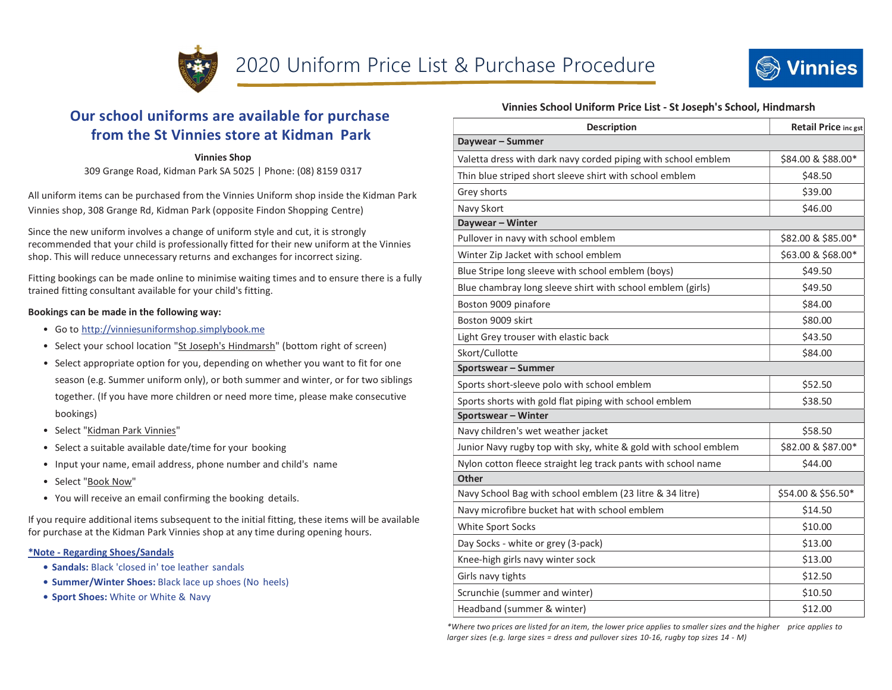# 2020 Uniform Price List & Purchase Procedure

Vinnies

## Our school uniforms are available for purchase from the St Vinnies store at Kidman Park

**Vinnies Shop**

309 Grange Road, Kidman Park SA 5025 | Phone: (08) 8159 0317

All uniform items can be purchased from the Vinnies Uniform shop inside the Kidman Park Vinnies shop, 308 Grange Rd, Kidman Park (opposite Findon Shopping Centre)

Since the new uniform involves a change of uniform style and cut, it is strongly recommended that your child is professionally fitted for their new uniform at the Vinnies shop. This will reduce unnecessary returns and exchanges for incorrect sizing.

Fitting bookings can be made online to minimise waiting times and to ensure there is a fully trained fitting consultant available for your child's fitting.

**Bookings can be made in the following way:**

- Go to http://vinniesuniformshop.simplybook.me
- Select your school location "St Joseph's Hindmarsh" (bottom right of screen)
- Select appropriate option for you, depending on whether you want to fit for one season (e.g. Summer uniform only), or both summer and winter, or for two siblings together. (If you have more children or need more time, please make consecutive bookings)
- Select "Kidman Park Vinnies"
- Select a suitable available date/time for your booking
- Input your name, email address, phone number and child's name
- Select "Book Now"
- You will receive an email confirming the booking details.

If you require additional items subsequent to the initial fitting, these items will be available for purchase at the Kidman Park Vinnies shop at any time during opening hours.

**\*Note - Regarding Shoes/Sandals**

- **Sandals:** Black 'closed in' toe leather sandals
- **Summer/Winter Shoes:** Black lace up shoes (No heels)
- **Sport Shoes:** White or White & Navy

**Vinnies School Uniform Price List - St Joseph's School, Hindmarsh**

| Description | Retail Price inc gst |
|---|---|
| **Daywear – Summer** | |
| Valetta dress with dark navy corded piping with school emblem | $84.00 & $88.00* |
| Thin blue striped short sleeve shirt with school emblem | $48.50 |
| Grey shorts | $39.00 |
| Navy Skort | $46.00 |
| **Daywear – Winter** | |
| Pullover in navy with school emblem | $82.00 & $85.00* |
| Winter Zip Jacket with school emblem | $63.00 & $68.00* |
| Blue Stripe long sleeve with school emblem (boys) | $49.50 |
| Blue chambray long sleeve shirt with school emblem (girls) | $49.50 |
| Boston 9009 pinafore | $84.00 |
| Boston 9009 skirt | $80.00 |
| Light Grey trouser with elastic back | $43.50 |
| Skort/Cullotte | $84.00 |
| **Sportswear – Summer** | |
| Sports short-sleeve polo with school emblem | $52.50 |
| Sports shorts with gold flat piping with school emblem | $38.50 |
| **Sportswear – Winter** | |
| Navy children's wet weather jacket | $58.50 |
| Junior Navy rugby top with sky, white & gold with school emblem | $82.00 & $87.00* |
| Nylon cotton fleece straight leg track pants with school name | $44.00 |
| **Other** | |
| Navy School Bag with school emblem (23 litre & 34 litre) | $54.00 & $56.50* |
| Navy microfibre bucket hat with school emblem | $14.50 |
| White Sport Socks | $10.00 |
| Day Socks - white or grey (3-pack) | $13.00 |
| Knee-high girls navy winter sock | $13.00 |
| Girls navy tights | $12.50 |
| Scrunchie (summer and winter) | $10.50 |
| Headband (summer & winter) | $12.00 |

*\*Where two prices are listed for an item, the lower price applies to smaller sizes and the higher price applies to larger sizes (e.g. large sizes = dress and pullover sizes 10-16, rugby top sizes 14 - M)*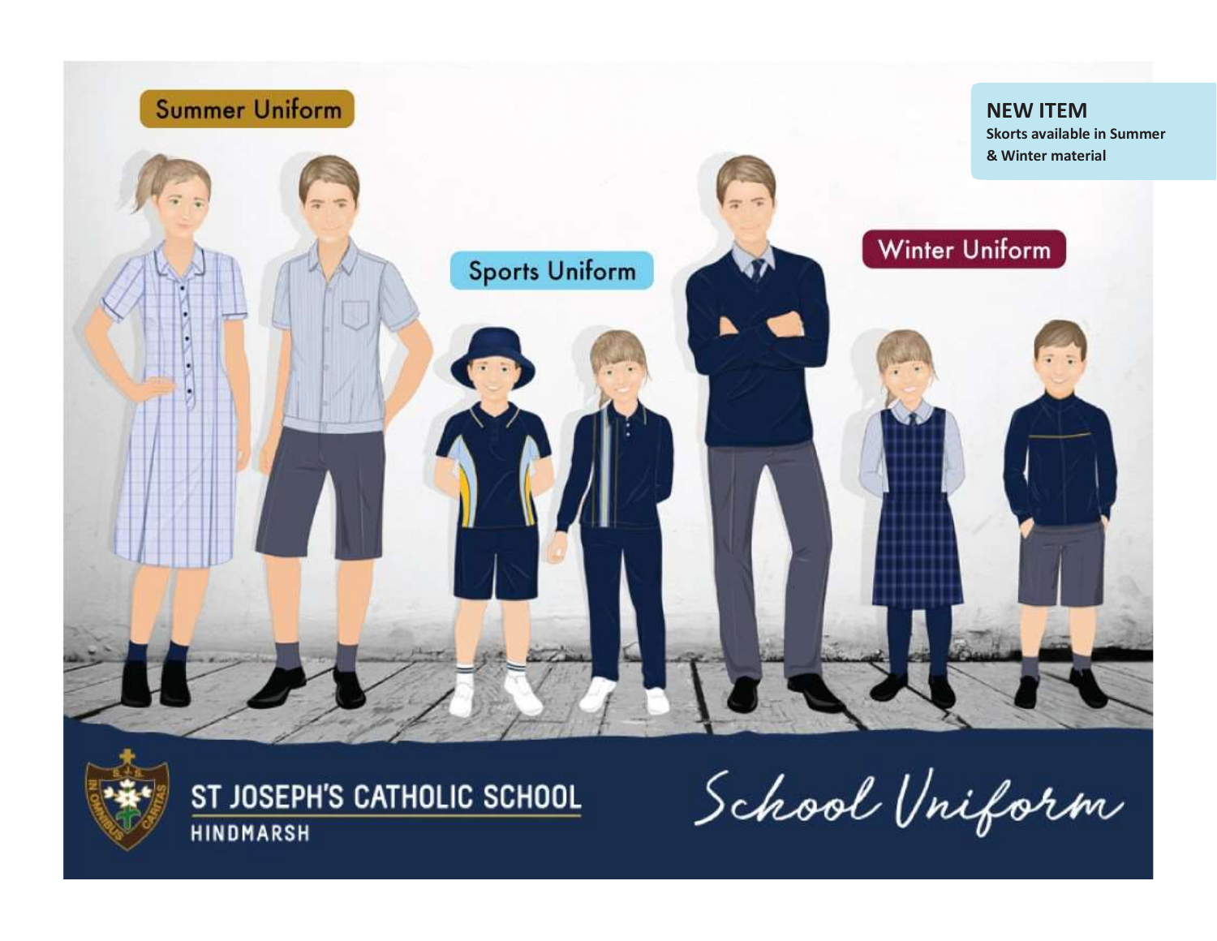Summer Uniform

Sports Uniform

Winter Uniform

**NEW ITEM**
**Skorts available in Summer & Winter material**

ST JOSEPH'S CATHOLIC SCHOOL
HINDMARSH

*School Uniform*